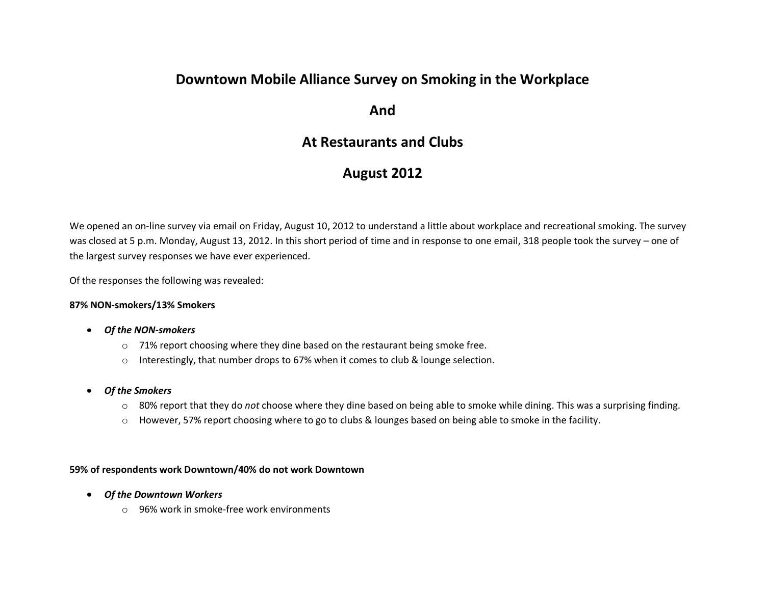# Downtown Mobile Alliance Survey on Smoking in the Workplace

# And

# At Restaurants and Clubs

# August 2012

We opened an on-line survey via email on Friday, August 10, 2012 to understand a little about workplace and recreational smoking. The survey was closed at 5 p.m. Monday, August 13, 2012. In this short period of time and in response to one email, 318 people took the survey – one of the largest survey responses we have ever experienced.

Of the responses the following was revealed:

**87% NON-smokers/13% Smokers**

- ***Of the NON-smokers***
  - 71% report choosing where they dine based on the restaurant being smoke free.
  - Interestingly, that number drops to 67% when it comes to club & lounge selection.

- ***Of the Smokers***
  - 80% report that they do *not* choose where they dine based on being able to smoke while dining. This was a surprising finding.
  - However, 57% report choosing where to go to clubs & lounges based on being able to smoke in the facility.

**59% of respondents work Downtown/40% do not work Downtown**

- ***Of the Downtown Workers***
  - 96% work in smoke-free work environments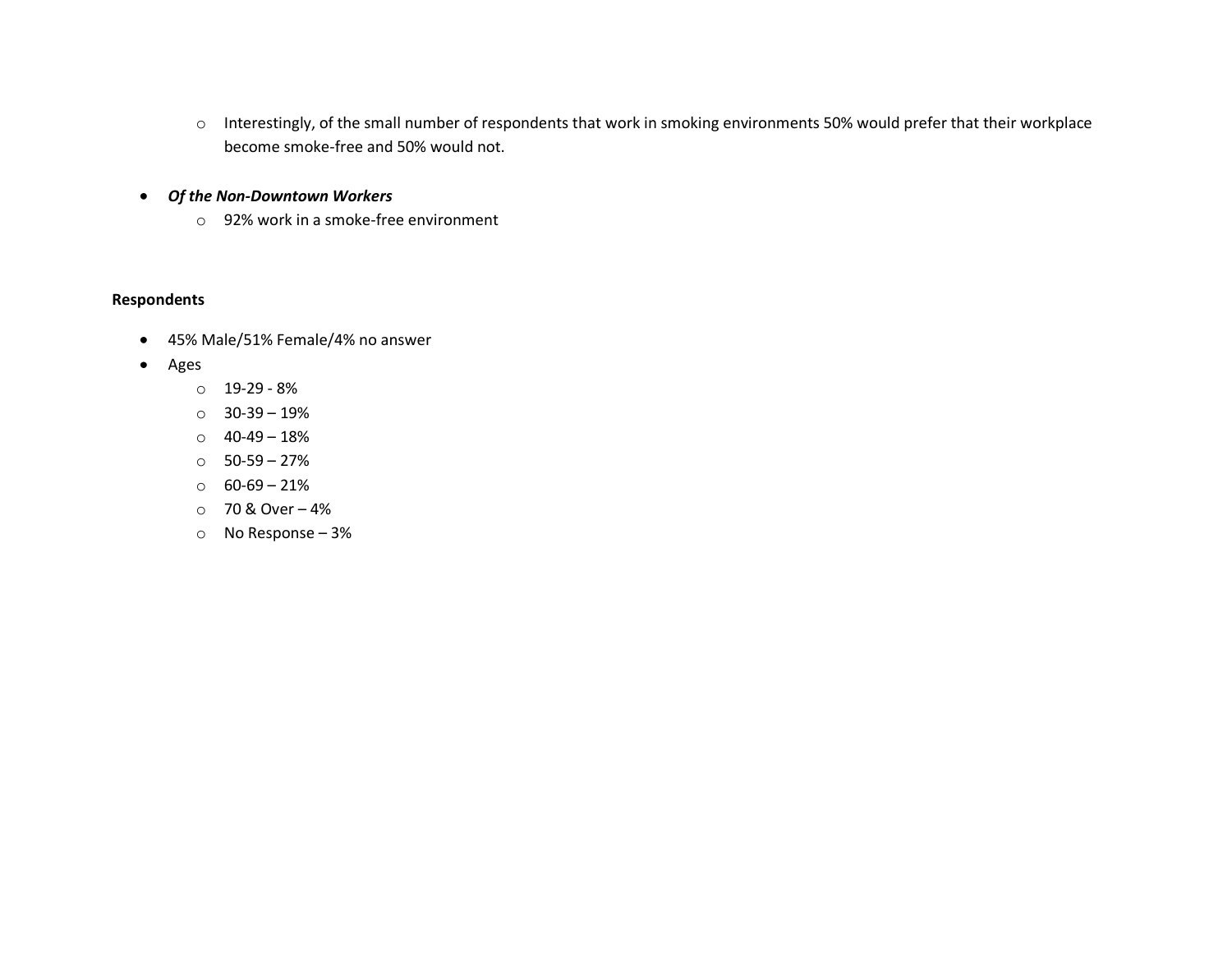- Interestingly, of the small number of respondents that work in smoking environments 50% would prefer that their workplace become smoke-free and 50% would not.

- ***Of the Non-Downtown Workers***
  - 92% work in a smoke-free environment

**Respondents**

- 45% Male/51% Female/4% no answer
- Ages
  - 19-29 - 8%
  - 30-39 – 19%
  - 40-49 – 18%
  - 50-59 – 27%
  - 60-69 – 21%
  - 70 & Over – 4%
  - No Response – 3%